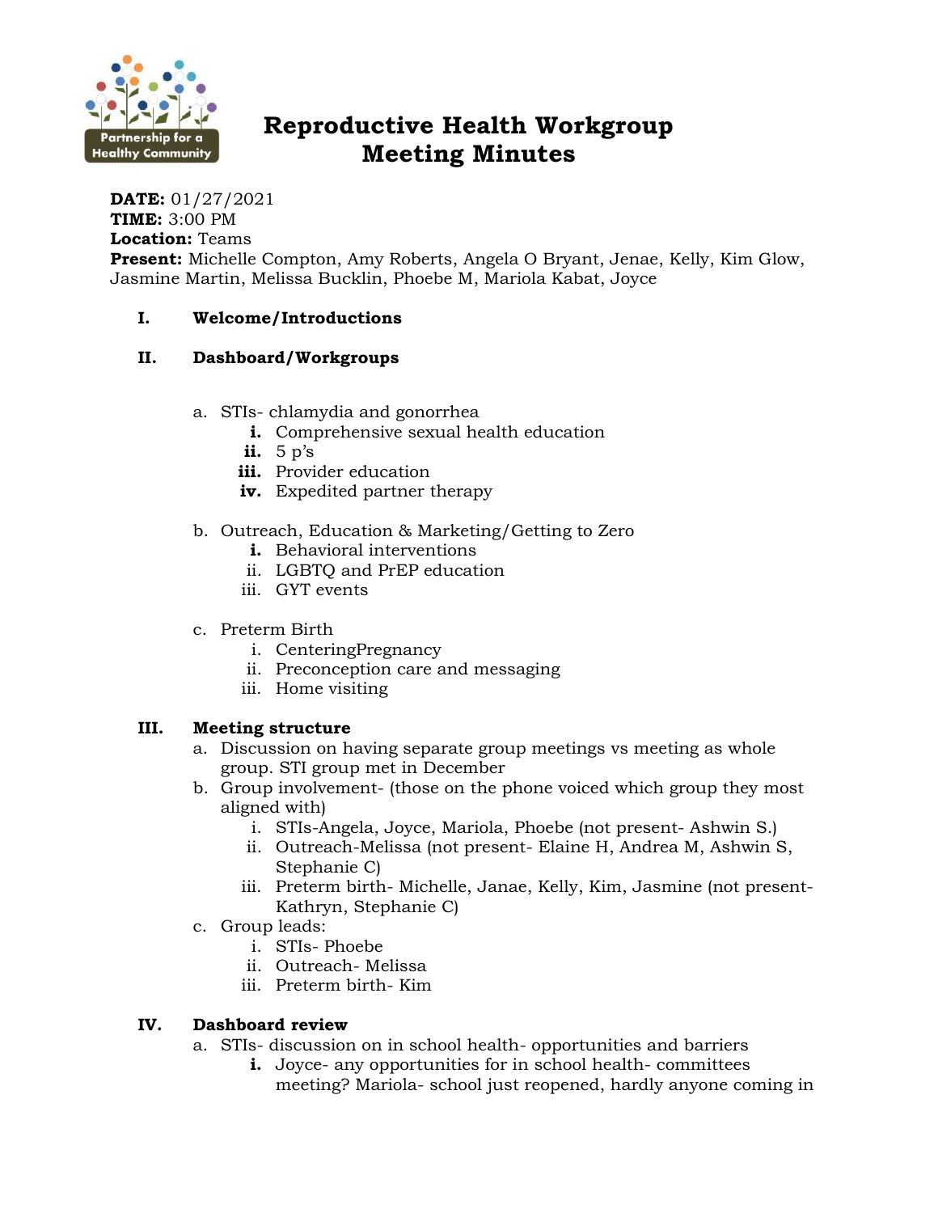# Reproductive Health Workgroup Meeting Minutes

**DATE:** 01/27/2021
**TIME:** 3:00 PM
**Location:** Teams
**Present:** Michelle Compton, Amy Roberts, Angela O Bryant, Jenae, Kelly, Kim Glow, Jasmine Martin, Melissa Bucklin, Phoebe M, Mariola Kabat, Joyce

I. **Welcome/Introductions**

II. **Dashboard/Workgroups**

a. STIs- chlamydia and gonorrhea
  i. Comprehensive sexual health education
  ii. 5 p's
  iii. Provider education
  iv. Expedited partner therapy

b. Outreach, Education & Marketing/Getting to Zero
  i. Behavioral interventions
  ii. LGBTQ and PrEP education
  iii. GYT events

c. Preterm Birth
  i. CenteringPregnancy
  ii. Preconception care and messaging
  iii. Home visiting

III. **Meeting structure**

a. Discussion on having separate group meetings vs meeting as whole group. STI group met in December
b. Group involvement- (those on the phone voiced which group they most aligned with)
  i. STIs-Angela, Joyce, Mariola, Phoebe (not present- Ashwin S.)
  ii. Outreach-Melissa (not present- Elaine H, Andrea M, Ashwin S, Stephanie C)
  iii. Preterm birth- Michelle, Janae, Kelly, Kim, Jasmine (not present- Kathryn, Stephanie C)
c. Group leads:
  i. STIs- Phoebe
  ii. Outreach- Melissa
  iii. Preterm birth- Kim

IV. **Dashboard review**

a. STIs- discussion on in school health- opportunities and barriers
  i. Joyce- any opportunities for in school health- committees meeting? Mariola- school just reopened, hardly anyone coming in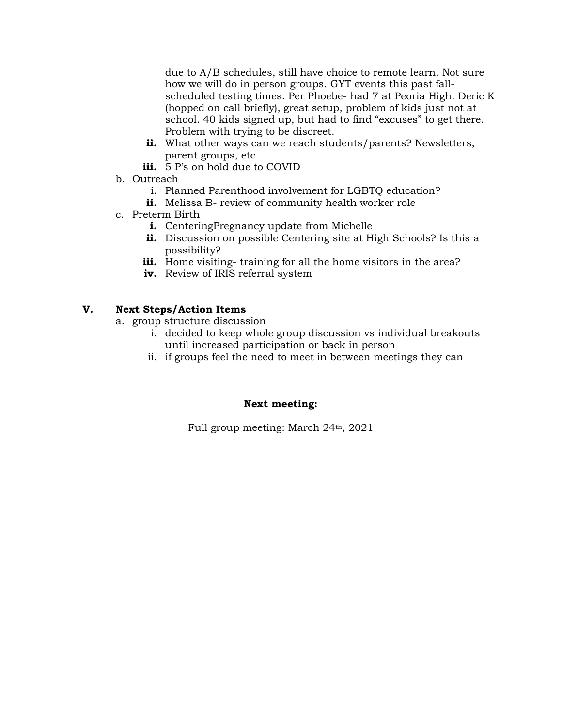due to A/B schedules, still have choice to remote learn. Not sure how we will do in person groups. GYT events this past fall- scheduled testing times. Per Phoebe- had 7 at Peoria High. Deric K (hopped on call briefly), great setup, problem of kids just not at school. 40 kids signed up, but had to find "excuses" to get there. Problem with trying to be discreet.

   - **ii.** What other ways can we reach students/parents? Newsletters, parent groups, etc
   - **iii.** 5 P's on hold due to COVID

- b. Outreach
   - i. Planned Parenthood involvement for LGBTQ education?
   - **ii.** Melissa B- review of community health worker role
- c. Preterm Birth
   - **i.** CenteringPregnancy update from Michelle
   - **ii.** Discussion on possible Centering site at High Schools? Is this a possibility?
   - **iii.** Home visiting- training for all the home visitors in the area?
   - **iv.** Review of IRIS referral system

## V. Next Steps/Action Items

- a. group structure discussion
   - i. decided to keep whole group discussion vs individual breakouts until increased participation or back in person
   - ii. if groups feel the need to meet in between meetings they can

**Next meeting:**

Full group meeting: March 24th, 2021